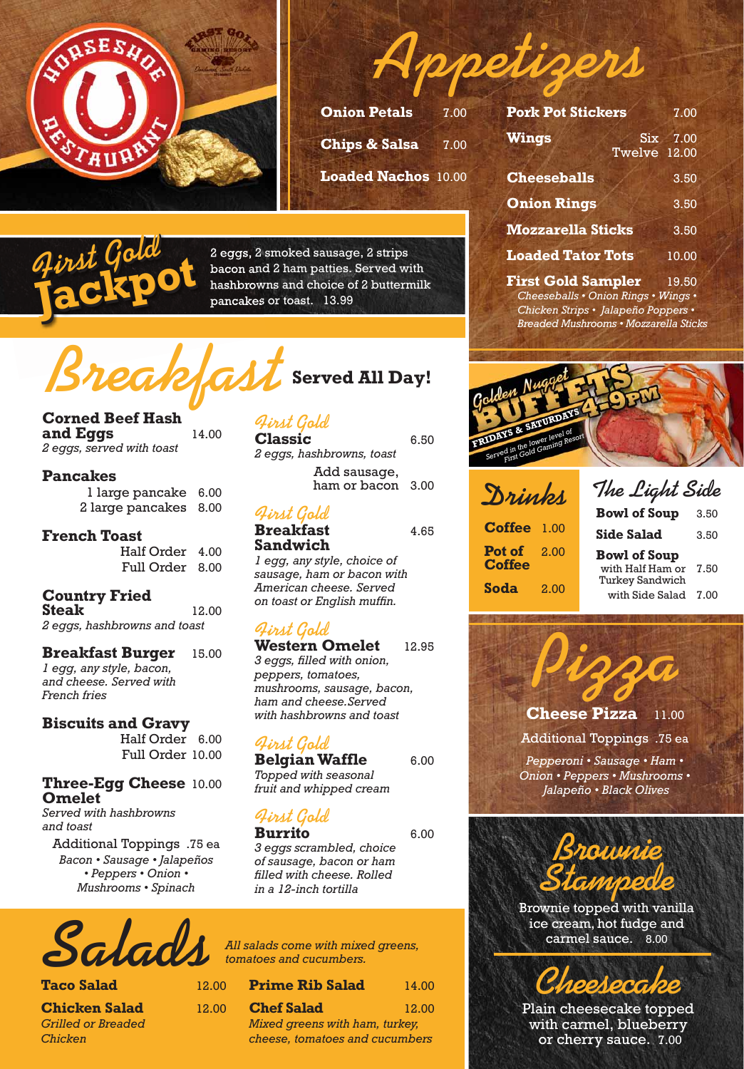Horseshoe Restaurant

First Gold Gaming Resort

# Appetizers

**Onion Petals** 7.00

**Chips & Salsa** 7.00

**Loaded Nachos** 10.00

**Pork Pot Stickers** 7.00

**Wings** Six 7.00 / Twelve 12.00

**Cheeseballs** 3.50

**Onion Rings** 3.50

**Mozzarella Sticks** 3.50

**Loaded Tator Tots** 10.00

**First Gold Sampler** 19.50
*Cheeseballs • Onion Rings • Wings • Chicken Strips • Jalapeño Poppers • Breaded Mushrooms • Mozzarella Sticks*

## First Gold Jackpot

2 eggs, 2 smoked sausage, 2 strips bacon and 2 ham patties. Served with hashbrowns and choice of 2 buttermilk pancakes or toast. 13.99

# Breakfast Served All Day!

**Corned Beef Hash and Eggs** 14.00
*2 eggs, served with toast*

**Pancakes**
1 large pancake 6.00
2 large pancakes 8.00

**French Toast**
Half Order 4.00
Full Order 8.00

**Country Fried Steak** 12.00
*2 eggs, hashbrowns and toast*

**Breakfast Burger** 15.00
*1 egg, any style, bacon, and cheese. Served with French fries*

**Biscuits and Gravy**
Half Order 6.00
Full Order 10.00

**Three-Egg Cheese Omelet** 10.00
*Served with hashbrowns and toast*

Additional Toppings .75 ea
*Bacon • Sausage • Jalapeños • Peppers • Onion • Mushrooms • Spinach*

*First Gold* **Classic** 6.50
*2 eggs, hashbrowns, toast*
Add sausage, ham or bacon 3.00

*First Gold* **Breakfast Sandwich** 4.65
*1 egg, any style, choice of sausage, ham or bacon with American cheese. Served on toast or English muffin.*

*First Gold* **Western Omelet** 12.95
*3 eggs, filled with onion, peppers, tomatoes, mushrooms, sausage, bacon, ham and cheese.Served with hashbrowns and toast*

*First Gold* **Belgian Waffle** 6.00
*Topped with seasonal fruit and whipped cream*

*First Gold* **Burrito** 6.00
*3 eggs scrambled, choice of sausage, bacon or ham filled with cheese. Rolled in a 12-inch tortilla*

## Golden Nugget Buffets

Fridays & Saturdays 4-9PM
Served in the lower level of First Gold Gaming Resort

# Drinks

**Coffee** 1.00

**Pot of Coffee** 2.00

**Soda** 2.00

# The Light Side

**Bowl of Soup** 3.50

**Side Salad** 3.50

**Bowl of Soup**
with Half Ham or Turkey Sandwich 7.50
with Side Salad 7.00

# Pizza

**Cheese Pizza** 11.00

Additional Toppings .75 ea

*Pepperoni • Sausage • Ham • Onion • Peppers • Mushrooms • Jalapeño • Black Olives*

# Brownie Stampede

Brownie topped with vanilla ice cream, hot fudge and carmel sauce. 8.00

# Cheesecake

Plain cheesecake topped with carmel, blueberry or cherry sauce. 7.00

# Salads

*All salads come with mixed greens, tomatoes and cucumbers.*

**Taco Salad** 12.00

**Chicken Salad** 12.00
*Grilled or Breaded Chicken*

**Prime Rib Salad** 14.00

**Chef Salad** 12.00
*Mixed greens with ham, turkey, cheese, tomatoes and cucumbers*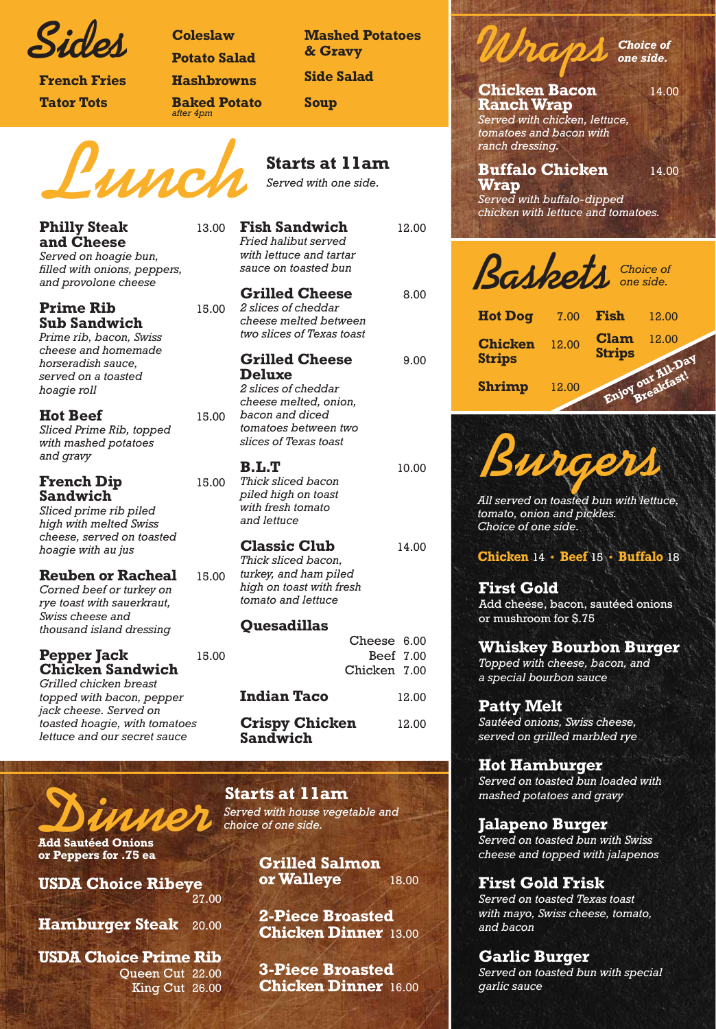## Sides

- French Fries
- Tator Tots
- Coleslaw
- Potato Salad
- Hashbrowns
- Baked Potato *after 4pm*
- Mashed Potatoes & Gravy
- Side Salad
- Soup

## Lunch

**Starts at 11am**
*Served with one side.*

**Philly Steak and Cheese** 13.00
*Served on hoagie bun, filled with onions, peppers, and provolone cheese*

**Prime Rib Sub Sandwich** 15.00
*Prime rib, bacon, Swiss cheese and homemade horseradish sauce, served on a toasted hoagie roll*

**Hot Beef** 15.00
*Sliced Prime Rib, topped with mashed potatoes and gravy*

**French Dip Sandwich** 15.00
*Sliced prime rib piled high with melted Swiss cheese, served on toasted hoagie with au jus*

**Reuben or Racheal** 15.00
*Corned beef or turkey on rye toast with sauerkraut, Swiss cheese and thousand island dressing*

**Pepper Jack Chicken Sandwich** 15.00
*Grilled chicken breast topped with bacon, pepper jack cheese. Served on toasted hoagie, with tomatoes lettuce and our secret sauce*

**Fish Sandwich** 12.00
*Fried halibut served with lettuce and tartar sauce on toasted bun*

**Grilled Cheese** 8.00
*2 slices of cheddar cheese melted between two slices of Texas toast*

**Grilled Cheese Deluxe** 9.00
*2 slices of cheddar cheese melted, onion, bacon and diced tomatoes between two slices of Texas toast*

**B.L.T** 10.00
*Thick sliced bacon piled high on toast with fresh tomato and lettuce*

**Classic Club** 14.00
*Thick sliced bacon, turkey, and ham piled high on toast with fresh tomato and lettuce*

**Quesadillas**
Cheese 6.00
Beef 7.00
Chicken 7.00

**Indian Taco** 12.00

**Crispy Chicken Sandwich** 12.00

## Dinner

**Starts at 11am**
*Served with house vegetable and choice of one side.*

**Add Sautéed Onions or Peppers for .75 ea**

**USDA Choice Ribeye** 27.00

**Hamburger Steak** 20.00

**USDA Choice Prime Rib**
Queen Cut 22.00
King Cut 26.00

**Grilled Salmon or Walleye** 18.00

**2-Piece Broasted Chicken Dinner** 13.00

**3-Piece Broasted Chicken Dinner** 16.00

## Wraps

*Choice of one side.*

**Chicken Bacon Ranch Wrap** 14.00
*Served with chicken, lettuce, tomatoes and bacon with ranch dressing.*

**Buffalo Chicken Wrap** 14.00
*Served with buffalo-dipped chicken with lettuce and tomatoes.*

## Baskets

*Choice of one side.*

| | | | |
|---|---|---|---|
| Hot Dog | 7.00 | Fish | 12.00 |
| Chicken Strips | 12.00 | Clam Strips | 12.00 |
| Shrimp | 12.00 | | |

Enjoy our All-Day Breakfast!

## Burgers

*All served on toasted bun with lettuce, tomato, onion and pickles. Choice of one side.*

**Chicken** 14 • **Beef** 15 • **Buffalo** 18

**First Gold**
Add cheese, bacon, sautéed onions or mushroom for $.75

**Whiskey Bourbon Burger**
*Topped with cheese, bacon, and a special bourbon sauce*

**Patty Melt**
*Sautéed onions, Swiss cheese, served on grilled marbled rye*

**Hot Hamburger**
*Served on toasted bun loaded with mashed potatoes and gravy*

**Jalapeno Burger**
*Served on toasted bun with Swiss cheese and topped with jalapenos*

**First Gold Frisk**
*Served on toasted Texas toast with mayo, Swiss cheese, tomato, and bacon*

**Garlic Burger**
*Served on toasted bun with special garlic sauce*